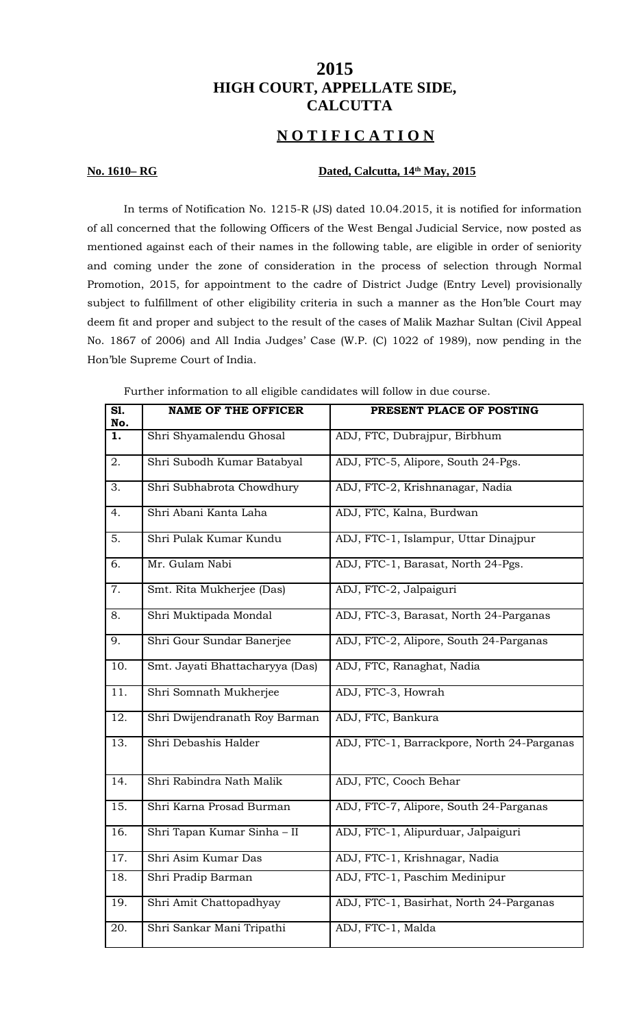# 2015
# HIGH COURT, APPELLATE SIDE, CALCUTTA

## NOTIFICATION

**No. 1610– RG** **Dated, Calcutta, 14th May, 2015**

In terms of Notification No. 1215-R (JS) dated 10.04.2015, it is notified for information of all concerned that the following Officers of the West Bengal Judicial Service, now posted as mentioned against each of their names in the following table, are eligible in order of seniority and coming under the zone of consideration in the process of selection through Normal Promotion, 2015, for appointment to the cadre of District Judge (Entry Level) provisionally subject to fulfillment of other eligibility criteria in such a manner as the Hon'ble Court may deem fit and proper and subject to the result of the cases of Malik Mazhar Sultan (Civil Appeal No. 1867 of 2006) and All India Judges' Case (W.P. (C) 1022 of 1989), now pending in the Hon'ble Supreme Court of India.

Further information to all eligible candidates will follow in due course.

| Sl. No. | NAME OF THE OFFICER | PRESENT PLACE OF POSTING |
|---|---|---|
| 1. | Shri Shyamalendu Ghosal | ADJ, FTC, Dubrajpur, Birbhum |
| 2. | Shri Subodh Kumar Batabyal | ADJ, FTC-5, Alipore, South 24-Pgs. |
| 3. | Shri Subhabrota Chowdhury | ADJ, FTC-2, Krishnanagar, Nadia |
| 4. | Shri Abani Kanta Laha | ADJ, FTC, Kalna, Burdwan |
| 5. | Shri Pulak Kumar Kundu | ADJ, FTC-1, Islampur, Uttar Dinajpur |
| 6. | Mr. Gulam Nabi | ADJ, FTC-1, Barasat, North 24-Pgs. |
| 7. | Smt. Rita Mukherjee (Das) | ADJ, FTC-2, Jalpaiguri |
| 8. | Shri Muktipada Mondal | ADJ, FTC-3, Barasat, North 24-Parganas |
| 9. | Shri Gour Sundar Banerjee | ADJ, FTC-2, Alipore, South 24-Parganas |
| 10. | Smt. Jayati Bhattacharyya (Das) | ADJ, FTC, Ranaghat, Nadia |
| 11. | Shri Somnath Mukherjee | ADJ, FTC-3, Howrah |
| 12. | Shri Dwijendranath Roy Barman | ADJ, FTC, Bankura |
| 13. | Shri Debashis Halder | ADJ, FTC-1, Barrackpore, North 24-Parganas |
| 14. | Shri Rabindra Nath Malik | ADJ, FTC, Cooch Behar |
| 15. | Shri Karna Prosad Burman | ADJ, FTC-7, Alipore, South 24-Parganas |
| 16. | Shri Tapan Kumar Sinha – II | ADJ, FTC-1, Alipurduar, Jalpaiguri |
| 17. | Shri Asim Kumar Das | ADJ, FTC-1, Krishnagar, Nadia |
| 18. | Shri Pradip Barman | ADJ, FTC-1, Paschim Medinipur |
| 19. | Shri Amit Chattopadhyay | ADJ, FTC-1, Basirhat, North 24-Parganas |
| 20. | Shri Sankar Mani Tripathi | ADJ, FTC-1, Malda |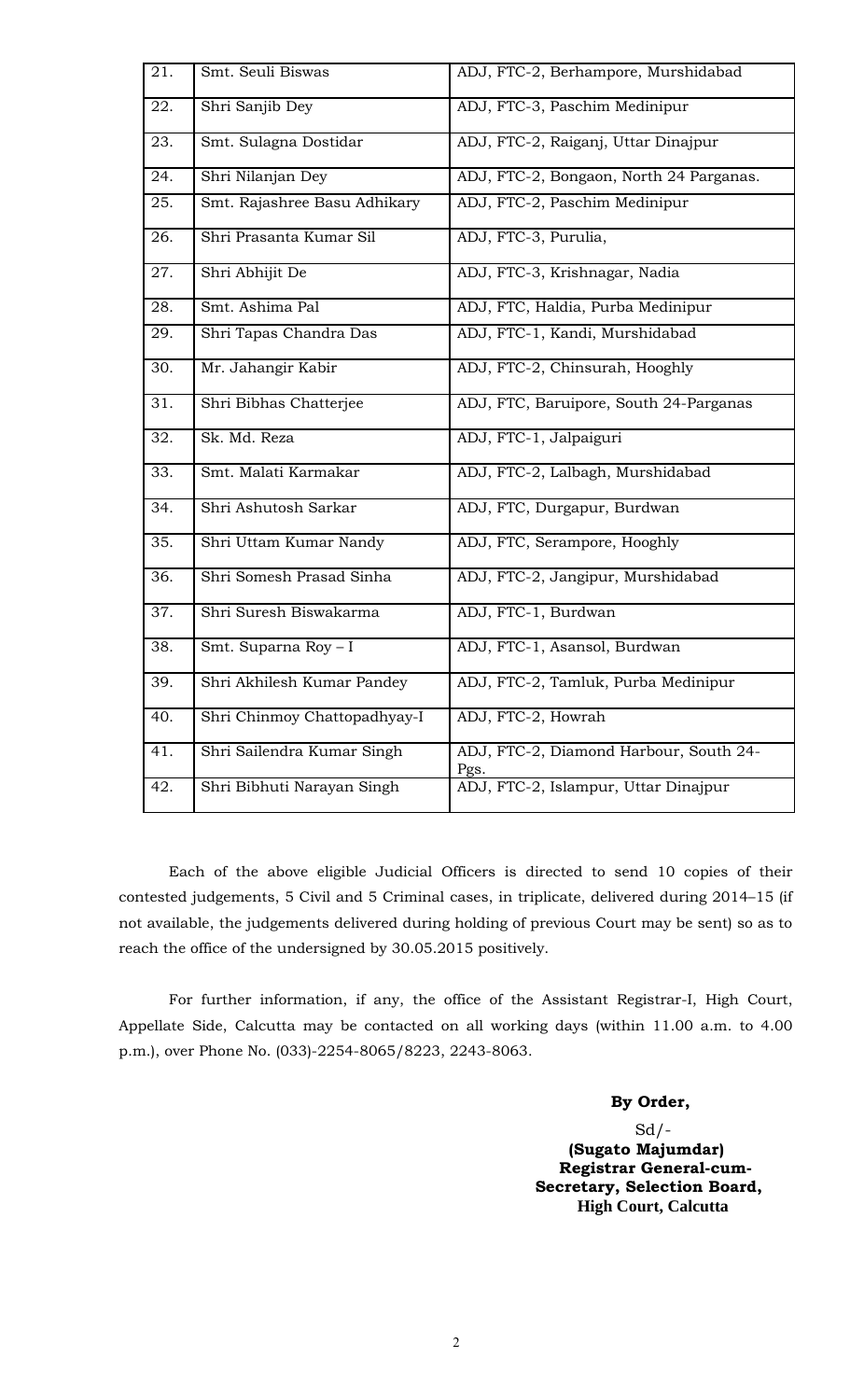| | | |
|---|---|---|
| 21. | Smt. Seuli Biswas | ADJ, FTC-2, Berhampore, Murshidabad |
| 22. | Shri Sanjib Dey | ADJ, FTC-3, Paschim Medinipur |
| 23. | Smt. Sulagna Dostidar | ADJ, FTC-2, Raiganj, Uttar Dinajpur |
| 24. | Shri Nilanjan Dey | ADJ, FTC-2, Bongaon, North 24 Parganas. |
| 25. | Smt. Rajashree Basu Adhikary | ADJ, FTC-2, Paschim Medinipur |
| 26. | Shri Prasanta Kumar Sil | ADJ, FTC-3, Purulia, |
| 27. | Shri Abhijit De | ADJ, FTC-3, Krishnagar, Nadia |
| 28. | Smt. Ashima Pal | ADJ, FTC, Haldia, Purba Medinipur |
| 29. | Shri Tapas Chandra Das | ADJ, FTC-1, Kandi, Murshidabad |
| 30. | Mr. Jahangir Kabir | ADJ, FTC-2, Chinsurah, Hooghly |
| 31. | Shri Bibhas Chatterjee | ADJ, FTC, Baruipore, South 24-Parganas |
| 32. | Sk. Md. Reza | ADJ, FTC-1, Jalpaiguri |
| 33. | Smt. Malati Karmakar | ADJ, FTC-2, Lalbagh, Murshidabad |
| 34. | Shri Ashutosh Sarkar | ADJ, FTC, Durgapur, Burdwan |
| 35. | Shri Uttam Kumar Nandy | ADJ, FTC, Serampore, Hooghly |
| 36. | Shri Somesh Prasad Sinha | ADJ, FTC-2, Jangipur, Murshidabad |
| 37. | Shri Suresh Biswakarma | ADJ, FTC-1, Burdwan |
| 38. | Smt. Suparna Roy – I | ADJ, FTC-1, Asansol, Burdwan |
| 39. | Shri Akhilesh Kumar Pandey | ADJ, FTC-2, Tamluk, Purba Medinipur |
| 40. | Shri Chinmoy Chattopadhyay-I | ADJ, FTC-2, Howrah |
| 41. | Shri Sailendra Kumar Singh | ADJ, FTC-2, Diamond Harbour, South 24-Pgs. |
| 42. | Shri Bibhuti Narayan Singh | ADJ, FTC-2, Islampur, Uttar Dinajpur |

Each of the above eligible Judicial Officers is directed to send 10 copies of their contested judgements, 5 Civil and 5 Criminal cases, in triplicate, delivered during 2014–15 (if not available, the judgements delivered during holding of previous Court may be sent) so as to reach the office of the undersigned by 30.05.2015 positively.

For further information, if any, the office of the Assistant Registrar-I, High Court, Appellate Side, Calcutta may be contacted on all working days (within 11.00 a.m. to 4.00 p.m.), over Phone No. (033)-2254-8065/8223, 2243-8063.

**By Order,**

Sd/-

**(Sugato Majumdar)**
**Registrar General-cum-**
**Secretary, Selection Board,**
**High Court, Calcutta**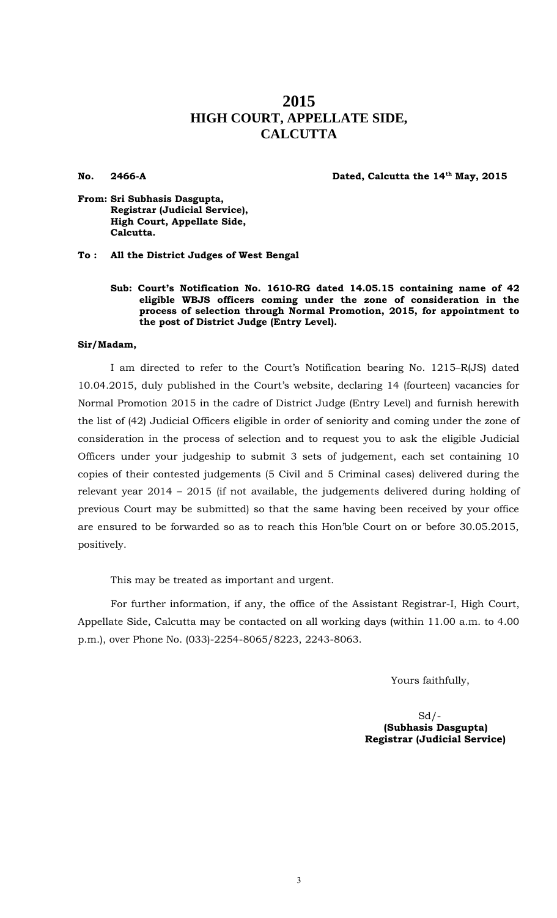# 2015
# HIGH COURT, APPELLATE SIDE,
# CALCUTTA

**No. 2466-A** **Dated, Calcutta the 14th May, 2015**

**From: Sri Subhasis Dasgupta,**
**Registrar (Judicial Service),**
**High Court, Appellate Side,**
**Calcutta.**

**To : All the District Judges of West Bengal**

**Sub: Court's Notification No. 1610-RG dated 14.05.15 containing name of 42 eligible WBJS officers coming under the zone of consideration in the process of selection through Normal Promotion, 2015, for appointment to the post of District Judge (Entry Level).**

**Sir/Madam,**

I am directed to refer to the Court's Notification bearing No. 1215–R(JS) dated 10.04.2015, duly published in the Court's website, declaring 14 (fourteen) vacancies for Normal Promotion 2015 in the cadre of District Judge (Entry Level) and furnish herewith the list of (42) Judicial Officers eligible in order of seniority and coming under the zone of consideration in the process of selection and to request you to ask the eligible Judicial Officers under your judgeship to submit 3 sets of judgement, each set containing 10 copies of their contested judgements (5 Civil and 5 Criminal cases) delivered during the relevant year 2014 – 2015 (if not available, the judgements delivered during holding of previous Court may be submitted) so that the same having been received by your office are ensured to be forwarded so as to reach this Hon'ble Court on or before 30.05.2015, positively.

This may be treated as important and urgent.

For further information, if any, the office of the Assistant Registrar-I, High Court, Appellate Side, Calcutta may be contacted on all working days (within 11.00 a.m. to 4.00 p.m.), over Phone No. (033)-2254-8065/8223, 2243-8063.

Yours faithfully,

Sd/-
**(Subhasis Dasgupta)**
**Registrar (Judicial Service)**